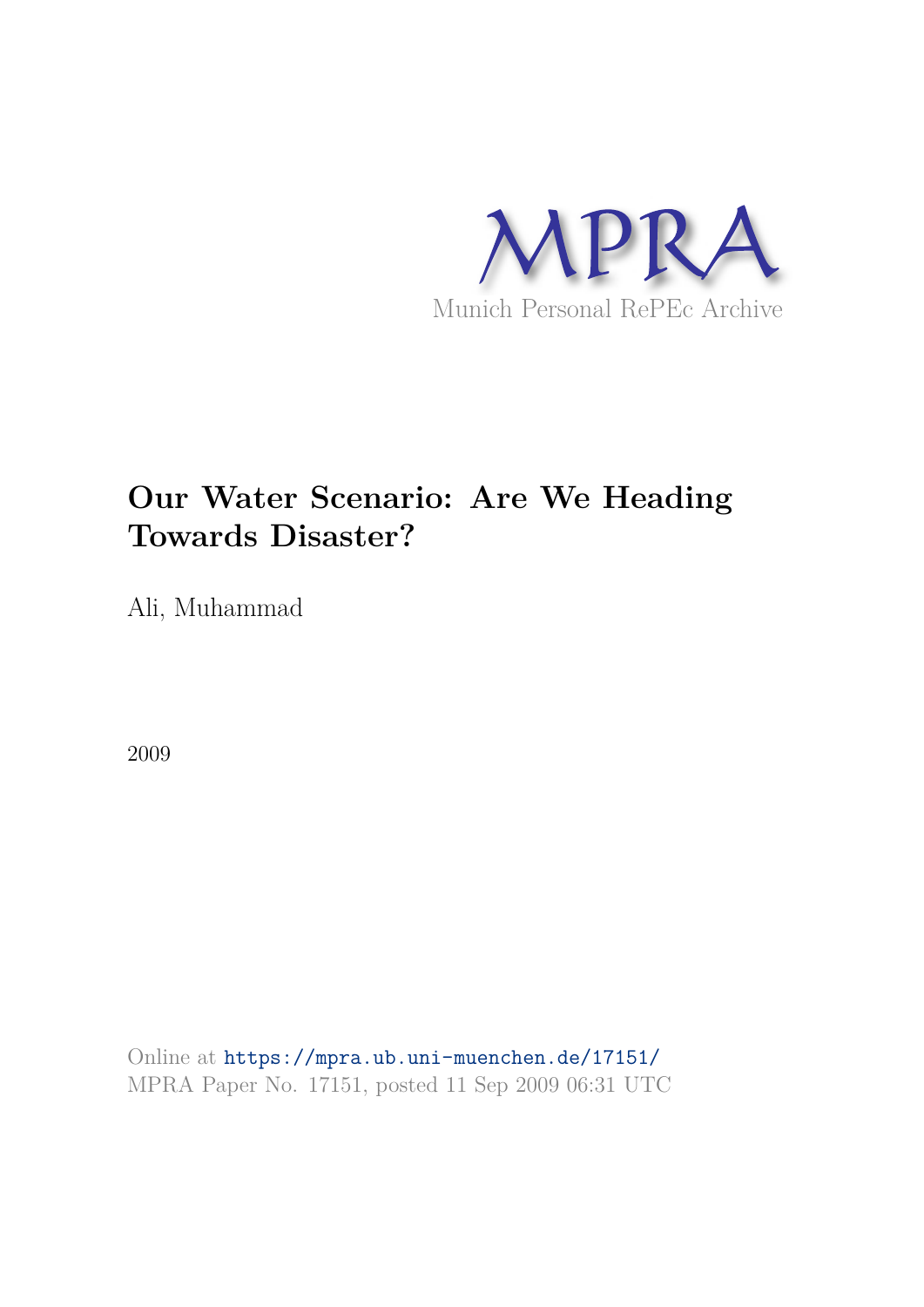MPRA

Munich Personal RePEc Archive

# Our Water Scenario: Are We Heading Towards Disaster?

Ali, Muhammad

2009

Online at https://mpra.ub.uni-muenchen.de/17151/
MPRA Paper No. 17151, posted 11 Sep 2009 06:31 UTC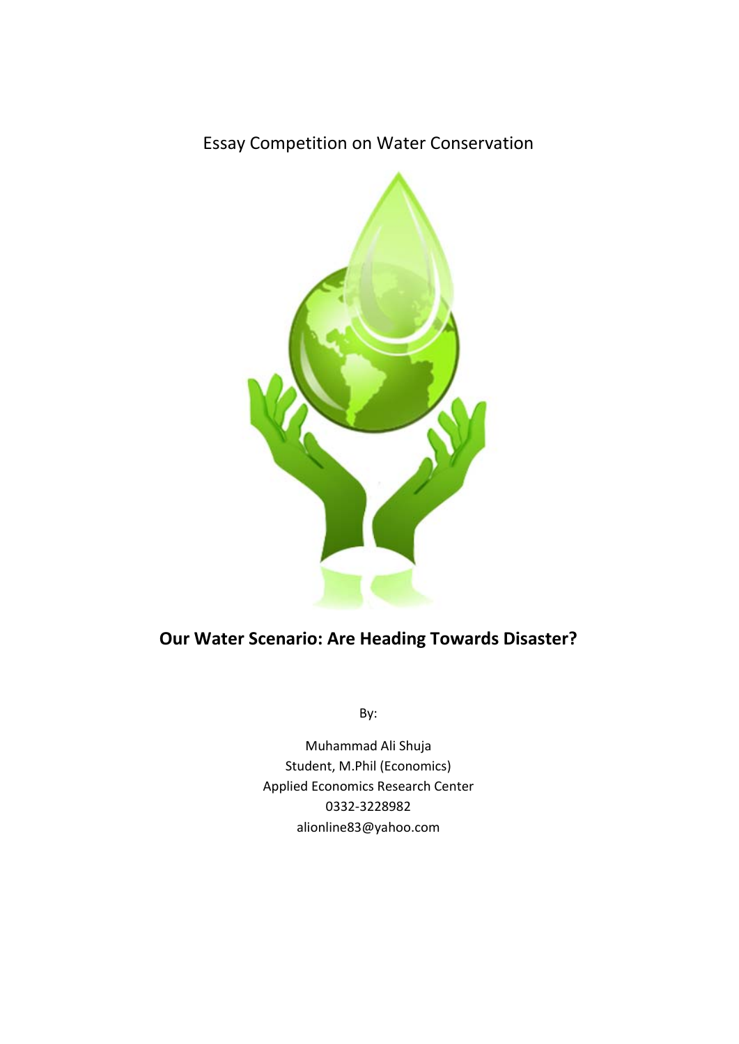Essay Competition on Water Conservation

# Our Water Scenario: Are Heading Towards Disaster?

By:

Muhammad Ali Shuja  
Student, M.Phil (Economics)  
Applied Economics Research Center  
0332-3228982  
alionline83@yahoo.com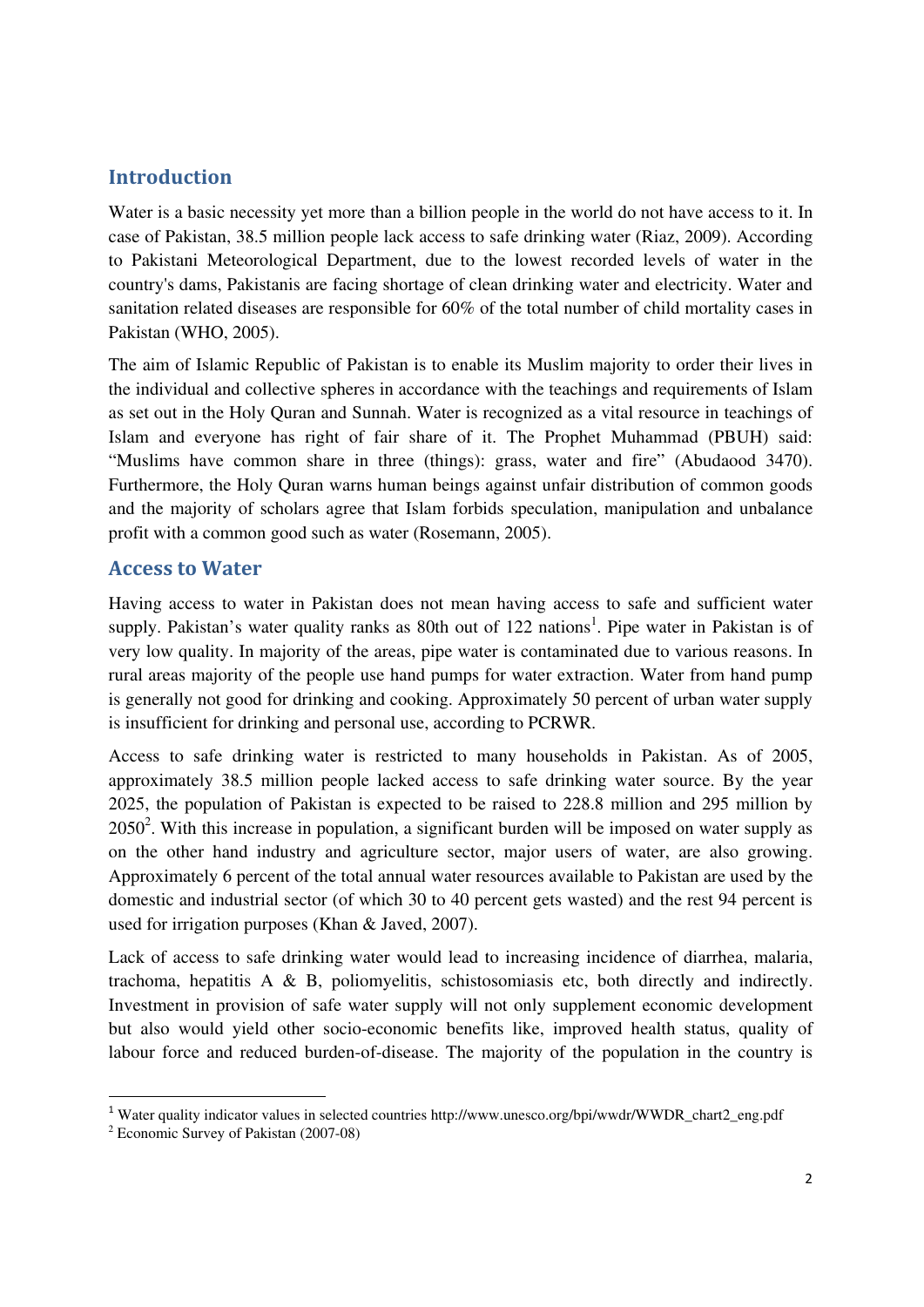## Introduction

Water is a basic necessity yet more than a billion people in the world do not have access to it. In case of Pakistan, 38.5 million people lack access to safe drinking water (Riaz, 2009). According to Pakistani Meteorological Department, due to the lowest recorded levels of water in the country's dams, Pakistanis are facing shortage of clean drinking water and electricity. Water and sanitation related diseases are responsible for 60% of the total number of child mortality cases in Pakistan (WHO, 2005).

The aim of Islamic Republic of Pakistan is to enable its Muslim majority to order their lives in the individual and collective spheres in accordance with the teachings and requirements of Islam as set out in the Holy Quran and Sunnah. Water is recognized as a vital resource in teachings of Islam and everyone has right of fair share of it. The Prophet Muhammad (PBUH) said: "Muslims have common share in three (things): grass, water and fire" (Abudaood 3470). Furthermore, the Holy Quran warns human beings against unfair distribution of common goods and the majority of scholars agree that Islam forbids speculation, manipulation and unbalance profit with a common good such as water (Rosemann, 2005).

## Access to Water

Having access to water in Pakistan does not mean having access to safe and sufficient water supply. Pakistan's water quality ranks as 80th out of 122 nations[1]. Pipe water in Pakistan is of very low quality. In majority of the areas, pipe water is contaminated due to various reasons. In rural areas majority of the people use hand pumps for water extraction. Water from hand pump is generally not good for drinking and cooking. Approximately 50 percent of urban water supply is insufficient for drinking and personal use, according to PCRWR.

Access to safe drinking water is restricted to many households in Pakistan. As of 2005, approximately 38.5 million people lacked access to safe drinking water source. By the year 2025, the population of Pakistan is expected to be raised to 228.8 million and 295 million by 2050[2]. With this increase in population, a significant burden will be imposed on water supply as on the other hand industry and agriculture sector, major users of water, are also growing. Approximately 6 percent of the total annual water resources available to Pakistan are used by the domestic and industrial sector (of which 30 to 40 percent gets wasted) and the rest 94 percent is used for irrigation purposes (Khan & Javed, 2007).

Lack of access to safe drinking water would lead to increasing incidence of diarrhea, malaria, trachoma, hepatitis A & B, poliomyelitis, schistosomiasis etc, both directly and indirectly. Investment in provision of safe water supply will not only supplement economic development but also would yield other socio-economic benefits like, improved health status, quality of labour force and reduced burden-of-disease. The majority of the population in the country is

[1] Water quality indicator values in selected countries http://www.unesco.org/bpi/wwdr/WWDR_chart2_eng.pdf

[2] Economic Survey of Pakistan (2007-08)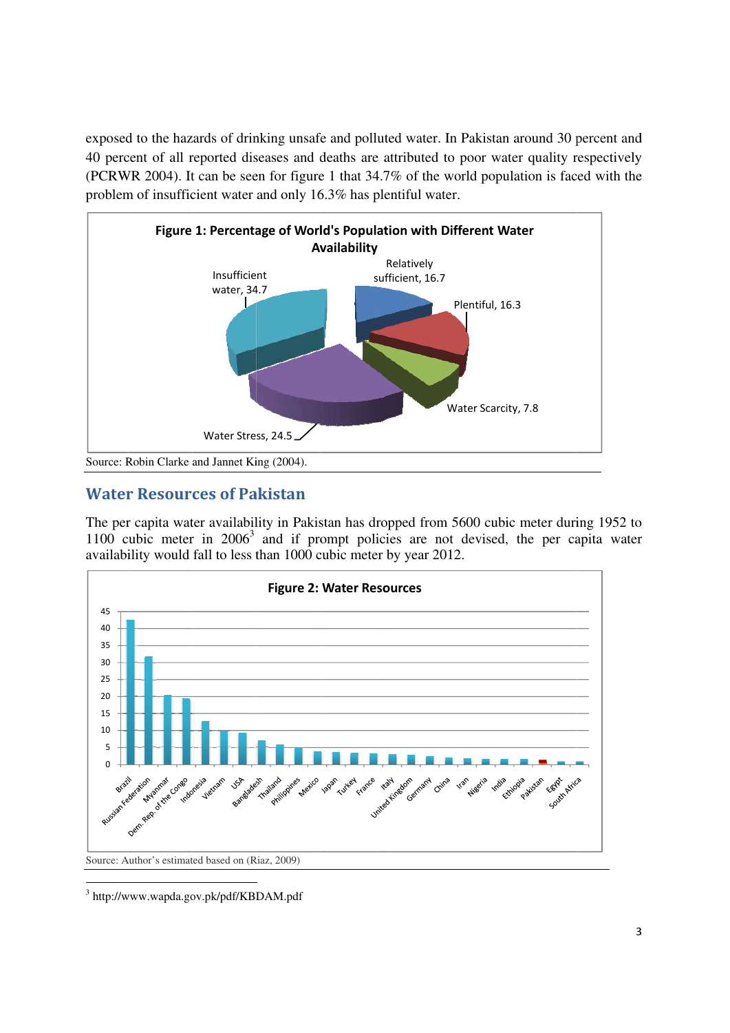exposed to the hazards of drinking unsafe and polluted water. In Pakistan around 30 percent and 40 percent of all reported diseases and deaths are attributed to poor water quality respectively (PCRWR 2004). It can be seen for figure 1 that 34.7% of the world population is faced with the problem of insufficient water and only 16.3% has plentiful water.

**Figure 1: Percentage of World's Population with Different Water Availability**

| Category | Percentage |
|---|---|
| Insufficient water | 34.7 |
| Relatively sufficient | 16.7 |
| Plentiful | 16.3 |
| Water Scarcity | 7.8 |
| Water Stress | 24.5 |

Source: Robin Clarke and Jannet King (2004).

## Water Resources of Pakistan

The per capita water availability in Pakistan has dropped from 5600 cubic meter during 1952 to 1100 cubic meter in 2006[3] and if prompt policies are not devised, the per capita water availability would fall to less than 1000 cubic meter by year 2012.

**Figure 2: Water Resources**

Countries shown (in order): Brazil, Russian Federation, Myanmar, Dem. Rep. of the Congo, Indonesia, Vietnam, USA, Bangladesh, Thailand, Philippines, Mexico, Japan, Turkey, France, Italy, United Kingdom, Germany, China, Iran, Nigeria, India, Ethiopia, Pakistan, Egypt, South Africa

Source: Author's estimated based on (Riaz, 2009)

[3] http://www.wapda.gov.pk/pdf/KBDAM.pdf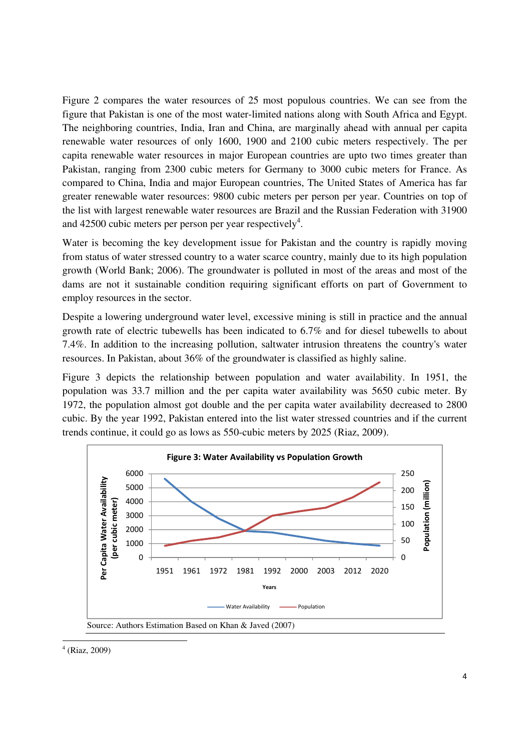Figure 2 compares the water resources of 25 most populous countries. We can see from the figure that Pakistan is one of the most water-limited nations along with South Africa and Egypt. The neighboring countries, India, Iran and China, are marginally ahead with annual per capita renewable water resources of only 1600, 1900 and 2100 cubic meters respectively. The per capita renewable water resources in major European countries are upto two times greater than Pakistan, ranging from 2300 cubic meters for Germany to 3000 cubic meters for France. As compared to China, India and major European countries, The United States of America has far greater renewable water resources: 9800 cubic meters per person per year. Countries on top of the list with largest renewable water resources are Brazil and the Russian Federation with 31900 and 42500 cubic meters per person per year respectively[4].

Water is becoming the key development issue for Pakistan and the country is rapidly moving from status of water stressed country to a water scarce country, mainly due to its high population growth (World Bank; 2006). The groundwater is polluted in most of the areas and most of the dams are not it sustainable condition requiring significant efforts on part of Government to employ resources in the sector.

Despite a lowering underground water level, excessive mining is still in practice and the annual growth rate of electric tubewells has been indicated to 6.7% and for diesel tubewells to about 7.4%. In addition to the increasing pollution, saltwater intrusion threatens the country's water resources. In Pakistan, about 36% of the groundwater is classified as highly saline.

Figure 3 depicts the relationship between population and water availability. In 1951, the population was 33.7 million and the per capita water availability was 5650 cubic meter. By 1972, the population almost got double and the per capita water availability decreased to 2800 cubic. By the year 1992, Pakistan entered into the list water stressed countries and if the current trends continue, it could go as lows as 550-cubic meters by 2025 (Riaz, 2009).

**Figure 3: Water Availability vs Population Growth**

Source: Authors Estimation Based on Khan & Javed (2007)

---

[4] (Riaz, 2009)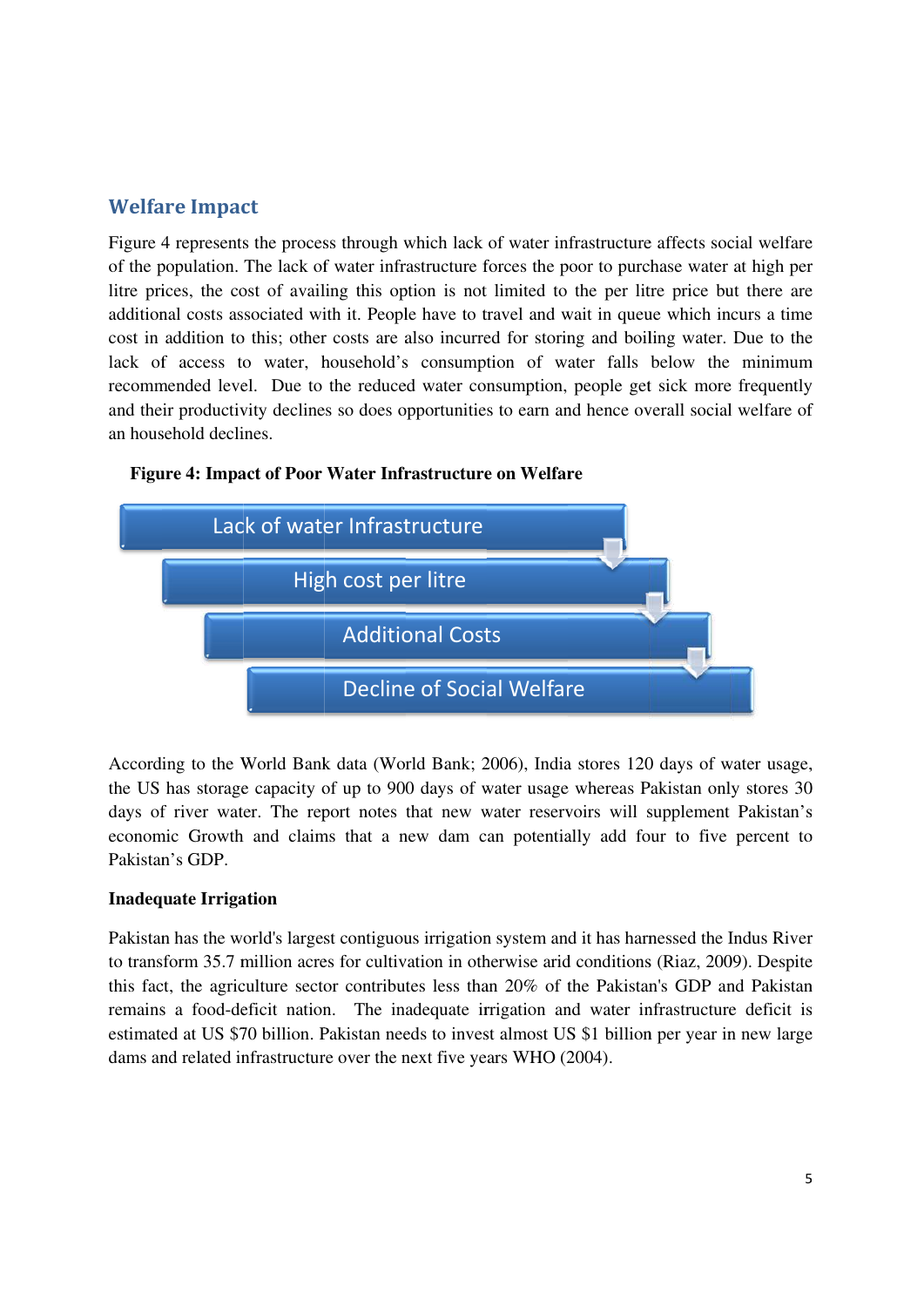## Welfare Impact

Figure 4 represents the process through which lack of water infrastructure affects social welfare of the population. The lack of water infrastructure forces the poor to purchase water at high per litre prices, the cost of availing this option is not limited to the per litre price but there are additional costs associated with it. People have to travel and wait in queue which incurs a time cost in addition to this; other costs are also incurred for storing and boiling water. Due to the lack of access to water, household's consumption of water falls below the minimum recommended level. Due to the reduced water consumption, people get sick more frequently and their productivity declines so does opportunities to earn and hence overall social welfare of an household declines.

**Figure 4: Impact of Poor Water Infrastructure on Welfare**

Lack of water Infrastructure

High cost per litre

Additional Costs

Decline of Social Welfare

According to the World Bank data (World Bank; 2006), India stores 120 days of water usage, the US has storage capacity of up to 900 days of water usage whereas Pakistan only stores 30 days of river water. The report notes that new water reservoirs will supplement Pakistan's economic Growth and claims that a new dam can potentially add four to five percent to Pakistan's GDP.

**Inadequate Irrigation**

Pakistan has the world's largest contiguous irrigation system and it has harnessed the Indus River to transform 35.7 million acres for cultivation in otherwise arid conditions (Riaz, 2009). Despite this fact, the agriculture sector contributes less than 20% of the Pakistan's GDP and Pakistan remains a food-deficit nation. The inadequate irrigation and water infrastructure deficit is estimated at US $70 billion. Pakistan needs to invest almost US $1 billion per year in new large dams and related infrastructure over the next five years WHO (2004).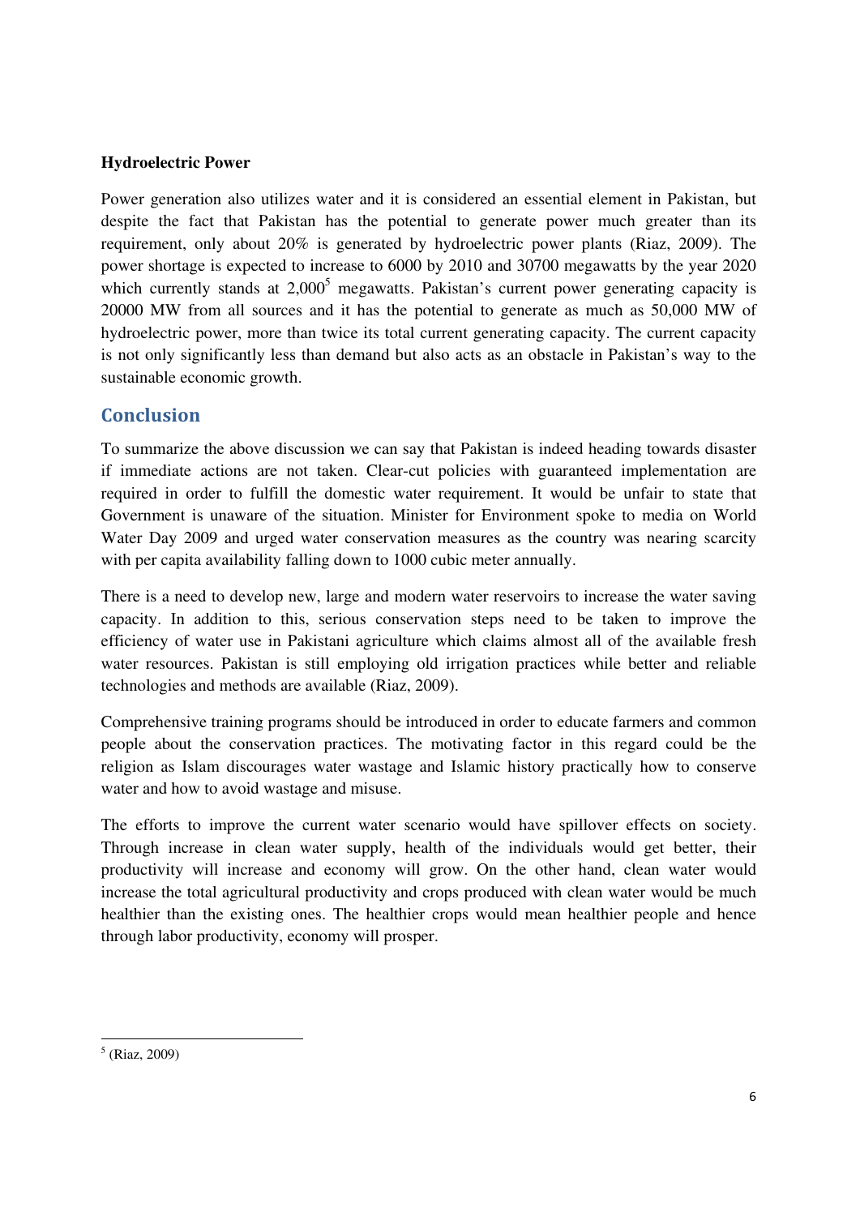**Hydroelectric Power**

Power generation also utilizes water and it is considered an essential element in Pakistan, but despite the fact that Pakistan has the potential to generate power much greater than its requirement, only about 20% is generated by hydroelectric power plants (Riaz, 2009). The power shortage is expected to increase to 6000 by 2010 and 30700 megawatts by the year 2020 which currently stands at 2,000[5] megawatts. Pakistan's current power generating capacity is 20000 MW from all sources and it has the potential to generate as much as 50,000 MW of hydroelectric power, more than twice its total current generating capacity. The current capacity is not only significantly less than demand but also acts as an obstacle in Pakistan's way to the sustainable economic growth.

## Conclusion

To summarize the above discussion we can say that Pakistan is indeed heading towards disaster if immediate actions are not taken. Clear-cut policies with guaranteed implementation are required in order to fulfill the domestic water requirement. It would be unfair to state that Government is unaware of the situation. Minister for Environment spoke to media on World Water Day 2009 and urged water conservation measures as the country was nearing scarcity with per capita availability falling down to 1000 cubic meter annually.

There is a need to develop new, large and modern water reservoirs to increase the water saving capacity. In addition to this, serious conservation steps need to be taken to improve the efficiency of water use in Pakistani agriculture which claims almost all of the available fresh water resources. Pakistan is still employing old irrigation practices while better and reliable technologies and methods are available (Riaz, 2009).

Comprehensive training programs should be introduced in order to educate farmers and common people about the conservation practices. The motivating factor in this regard could be the religion as Islam discourages water wastage and Islamic history practically how to conserve water and how to avoid wastage and misuse.

The efforts to improve the current water scenario would have spillover effects on society. Through increase in clean water supply, health of the individuals would get better, their productivity will increase and economy will grow. On the other hand, clean water would increase the total agricultural productivity and crops produced with clean water would be much healthier than the existing ones. The healthier crops would mean healthier people and hence through labor productivity, economy will prosper.

---

[5] (Riaz, 2009)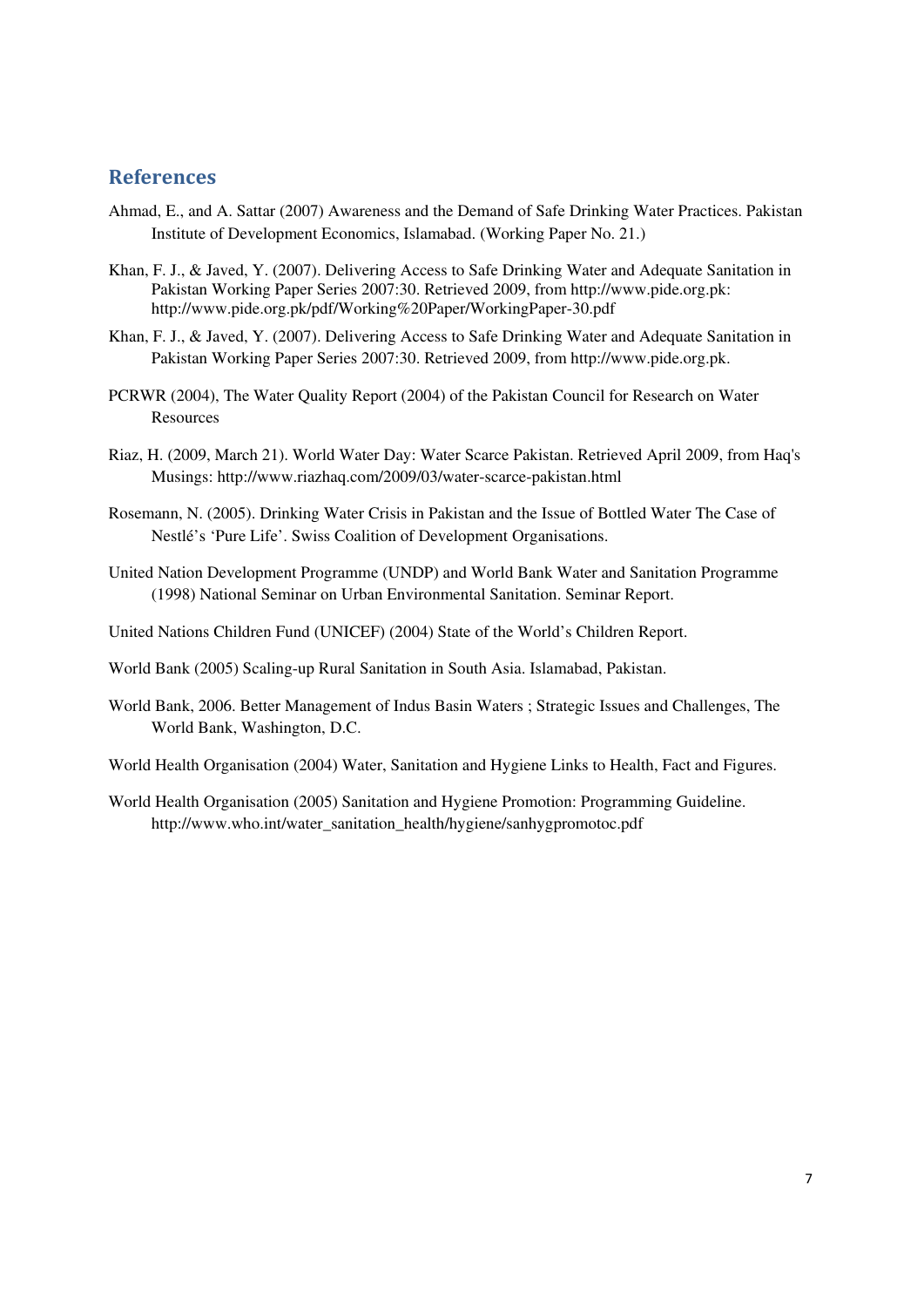## References

Ahmad, E., and A. Sattar (2007) Awareness and the Demand of Safe Drinking Water Practices. Pakistan Institute of Development Economics, Islamabad. (Working Paper No. 21.)

Khan, F. J., & Javed, Y. (2007). Delivering Access to Safe Drinking Water and Adequate Sanitation in Pakistan Working Paper Series 2007:30. Retrieved 2009, from http://www.pide.org.pk: http://www.pide.org.pk/pdf/Working%20Paper/WorkingPaper-30.pdf

Khan, F. J., & Javed, Y. (2007). Delivering Access to Safe Drinking Water and Adequate Sanitation in Pakistan Working Paper Series 2007:30. Retrieved 2009, from http://www.pide.org.pk.

PCRWR (2004), The Water Quality Report (2004) of the Pakistan Council for Research on Water Resources

Riaz, H. (2009, March 21). World Water Day: Water Scarce Pakistan. Retrieved April 2009, from Haq's Musings: http://www.riazhaq.com/2009/03/water-scarce-pakistan.html

Rosemann, N. (2005). Drinking Water Crisis in Pakistan and the Issue of Bottled Water The Case of Nestlé's 'Pure Life'. Swiss Coalition of Development Organisations.

United Nation Development Programme (UNDP) and World Bank Water and Sanitation Programme (1998) National Seminar on Urban Environmental Sanitation. Seminar Report.

United Nations Children Fund (UNICEF) (2004) State of the World's Children Report.

World Bank (2005) Scaling-up Rural Sanitation in South Asia. Islamabad, Pakistan.

World Bank, 2006. Better Management of Indus Basin Waters ; Strategic Issues and Challenges, The World Bank, Washington, D.C.

World Health Organisation (2004) Water, Sanitation and Hygiene Links to Health, Fact and Figures.

World Health Organisation (2005) Sanitation and Hygiene Promotion: Programming Guideline. http://www.who.int/water_sanitation_health/hygiene/sanhygpromotoc.pdf